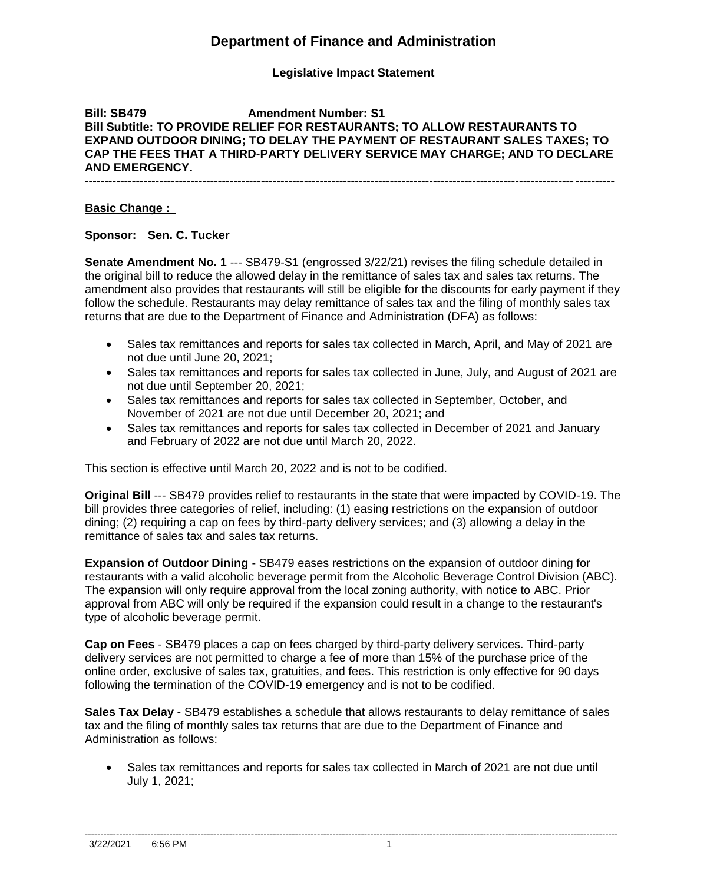# Department of Finance and Administration

**Legislative Impact Statement**

**Bill: SB479 Amendment Number: S1**
**Bill Subtitle: TO PROVIDE RELIEF FOR RESTAURANTS; TO ALLOW RESTAURANTS TO EXPAND OUTDOOR DINING; TO DELAY THE PAYMENT OF RESTAURANT SALES TAXES; TO CAP THE FEES THAT A THIRD-PARTY DELIVERY SERVICE MAY CHARGE; AND TO DECLARE AND EMERGENCY.**

---

**Basic Change :**

**Sponsor: Sen. C. Tucker**

**Senate Amendment No. 1** --- SB479-S1 (engrossed 3/22/21) revises the filing schedule detailed in the original bill to reduce the allowed delay in the remittance of sales tax and sales tax returns. The amendment also provides that restaurants will still be eligible for the discounts for early payment if they follow the schedule. Restaurants may delay remittance of sales tax and the filing of monthly sales tax returns that are due to the Department of Finance and Administration (DFA) as follows:

- Sales tax remittances and reports for sales tax collected in March, April, and May of 2021 are not due until June 20, 2021;
- Sales tax remittances and reports for sales tax collected in June, July, and August of 2021 are not due until September 20, 2021;
- Sales tax remittances and reports for sales tax collected in September, October, and November of 2021 are not due until December 20, 2021; and
- Sales tax remittances and reports for sales tax collected in December of 2021 and January and February of 2022 are not due until March 20, 2022.

This section is effective until March 20, 2022 and is not to be codified.

**Original Bill** --- SB479 provides relief to restaurants in the state that were impacted by COVID-19. The bill provides three categories of relief, including: (1) easing restrictions on the expansion of outdoor dining; (2) requiring a cap on fees by third-party delivery services; and (3) allowing a delay in the remittance of sales tax and sales tax returns.

**Expansion of Outdoor Dining** - SB479 eases restrictions on the expansion of outdoor dining for restaurants with a valid alcoholic beverage permit from the Alcoholic Beverage Control Division (ABC). The expansion will only require approval from the local zoning authority, with notice to ABC. Prior approval from ABC will only be required if the expansion could result in a change to the restaurant's type of alcoholic beverage permit.

**Cap on Fees** - SB479 places a cap on fees charged by third-party delivery services. Third-party delivery services are not permitted to charge a fee of more than 15% of the purchase price of the online order, exclusive of sales tax, gratuities, and fees. This restriction is only effective for 90 days following the termination of the COVID-19 emergency and is not to be codified.

**Sales Tax Delay** - SB479 establishes a schedule that allows restaurants to delay remittance of sales tax and the filing of monthly sales tax returns that are due to the Department of Finance and Administration as follows:

- Sales tax remittances and reports for sales tax collected in March of 2021 are not due until July 1, 2021;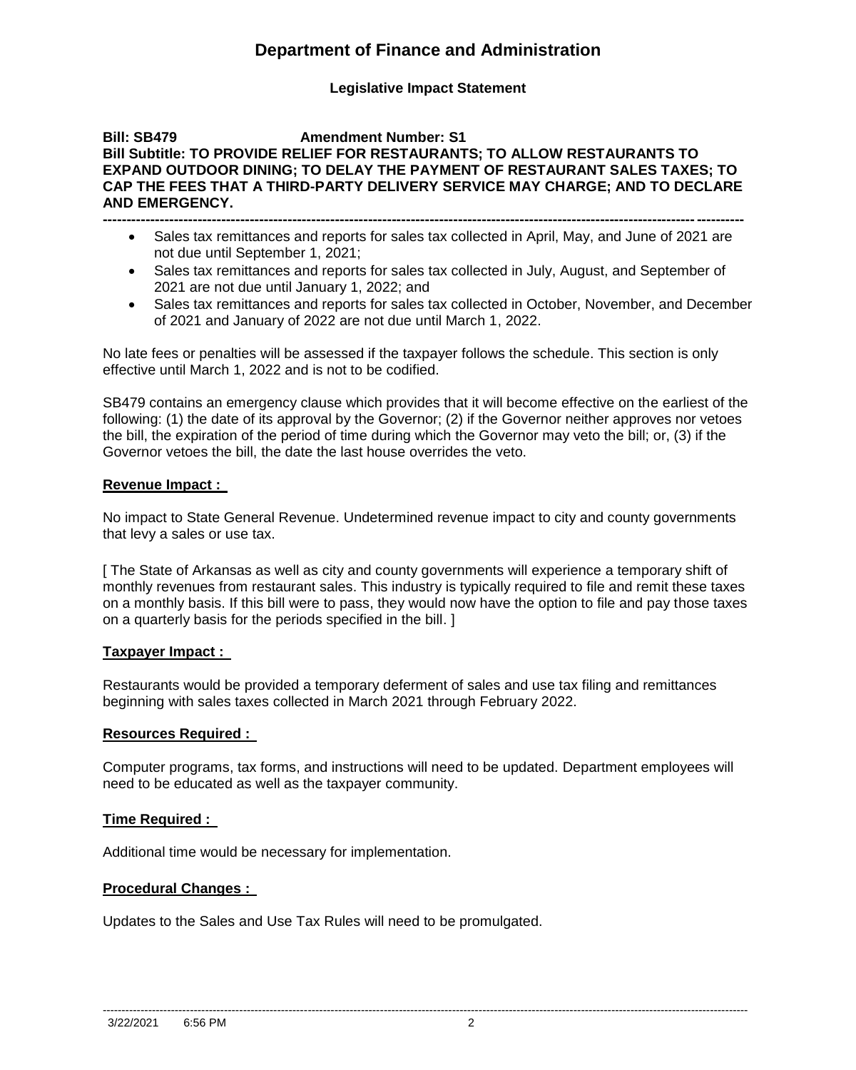# Department of Finance and Administration

**Legislative Impact Statement**

**Bill: SB479 Amendment Number: S1**
**Bill Subtitle: TO PROVIDE RELIEF FOR RESTAURANTS; TO ALLOW RESTAURANTS TO EXPAND OUTDOOR DINING; TO DELAY THE PAYMENT OF RESTAURANT SALES TAXES; TO CAP THE FEES THAT A THIRD-PARTY DELIVERY SERVICE MAY CHARGE; AND TO DECLARE AND EMERGENCY.**

---

- Sales tax remittances and reports for sales tax collected in April, May, and June of 2021 are not due until September 1, 2021;
- Sales tax remittances and reports for sales tax collected in July, August, and September of 2021 are not due until January 1, 2022; and
- Sales tax remittances and reports for sales tax collected in October, November, and December of 2021 and January of 2022 are not due until March 1, 2022.

No late fees or penalties will be assessed if the taxpayer follows the schedule. This section is only effective until March 1, 2022 and is not to be codified.

SB479 contains an emergency clause which provides that it will become effective on the earliest of the following: (1) the date of its approval by the Governor; (2) if the Governor neither approves nor vetoes the bill, the expiration of the period of time during which the Governor may veto the bill; or, (3) if the Governor vetoes the bill, the date the last house overrides the veto.

**Revenue Impact :**

No impact to State General Revenue. Undetermined revenue impact to city and county governments that levy a sales or use tax.

[ The State of Arkansas as well as city and county governments will experience a temporary shift of monthly revenues from restaurant sales. This industry is typically required to file and remit these taxes on a monthly basis. If this bill were to pass, they would now have the option to file and pay those taxes on a quarterly basis for the periods specified in the bill. ]

**Taxpayer Impact :**

Restaurants would be provided a temporary deferment of sales and use tax filing and remittances beginning with sales taxes collected in March 2021 through February 2022.

**Resources Required :**

Computer programs, tax forms, and instructions will need to be updated. Department employees will need to be educated as well as the taxpayer community.

**Time Required :**

Additional time would be necessary for implementation.

**Procedural Changes :**

Updates to the Sales and Use Tax Rules will need to be promulgated.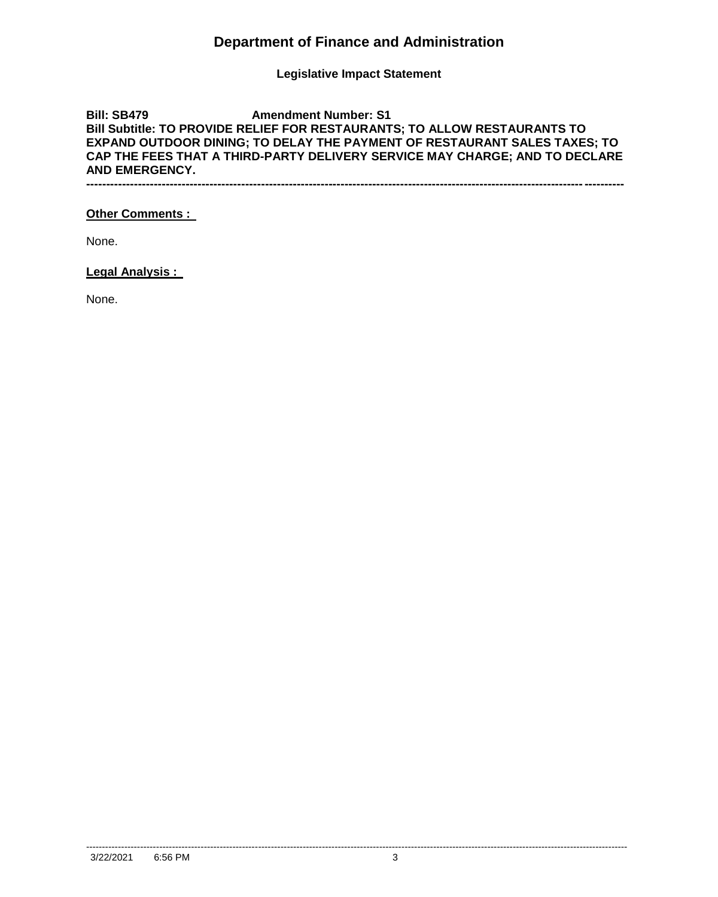# Department of Finance and Administration

**Legislative Impact Statement**

**Bill: SB479 Amendment Number: S1**

**Bill Subtitle: TO PROVIDE RELIEF FOR RESTAURANTS; TO ALLOW RESTAURANTS TO EXPAND OUTDOOR DINING; TO DELAY THE PAYMENT OF RESTAURANT SALES TAXES; TO CAP THE FEES THAT A THIRD-PARTY DELIVERY SERVICE MAY CHARGE; AND TO DECLARE AND EMERGENCY.**

---

**Other Comments :**

None.

**Legal Analysis :**

None.